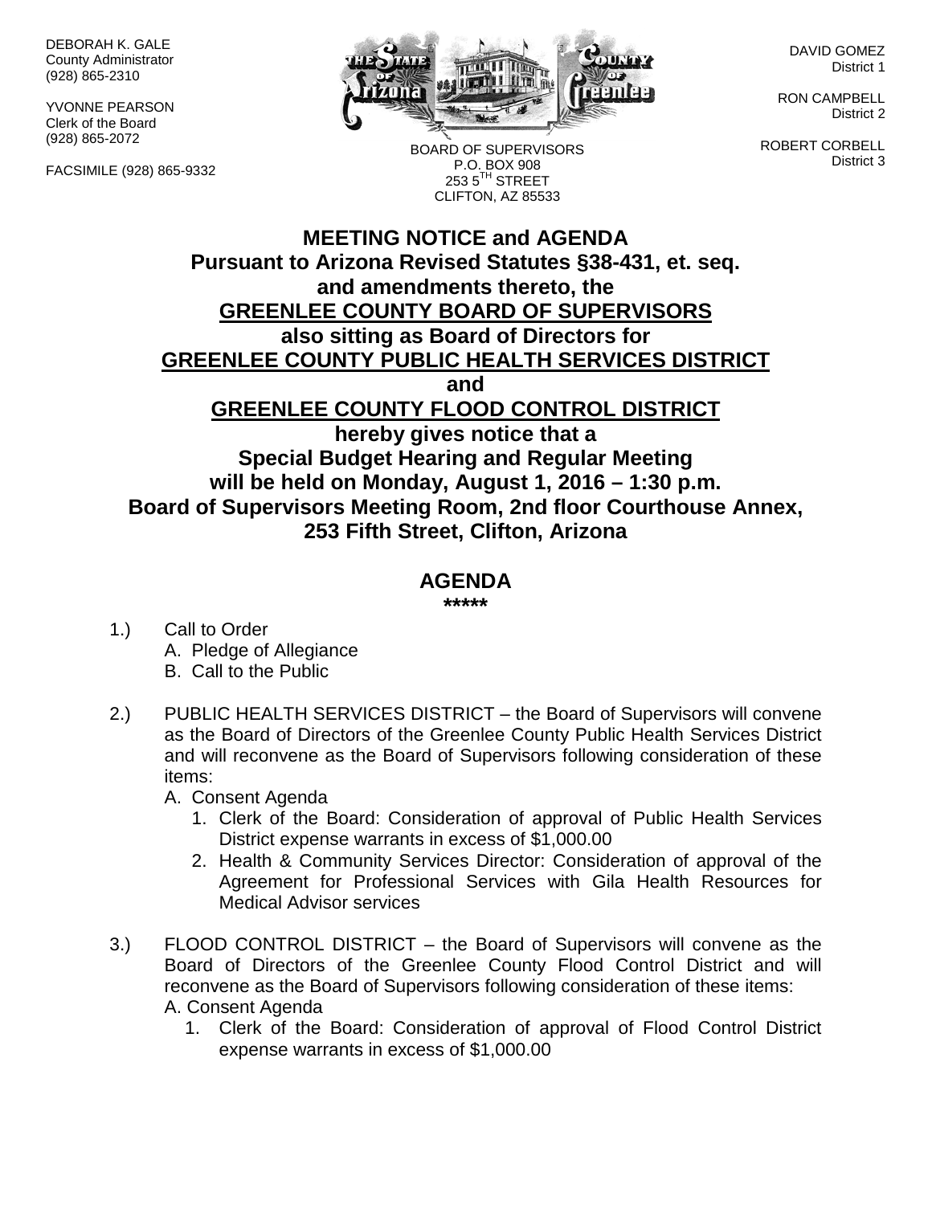DEBORAH K. GALE
County Administrator
(928) 865-2310

YVONNE PEARSON
Clerk of the Board
(928) 865-2072

FACSIMILE (928) 865-9332

BOARD OF SUPERVISORS
P.O. BOX 908
253 5TH STREET
CLIFTON, AZ 85533

DAVID GOMEZ
District 1

RON CAMPBELL
District 2

ROBERT CORBELL
District 3

# MEETING NOTICE and AGENDA

**Pursuant to Arizona Revised Statutes §38-431, et. seq. and amendments thereto, the**
**GREENLEE COUNTY BOARD OF SUPERVISORS**
**also sitting as Board of Directors for**
**GREENLEE COUNTY PUBLIC HEALTH SERVICES DISTRICT**
**and**
**GREENLEE COUNTY FLOOD CONTROL DISTRICT**
**hereby gives notice that a**
**Special Budget Hearing and Regular Meeting**
**will be held on Monday, August 1, 2016 – 1:30 p.m.**
**Board of Supervisors Meeting Room, 2nd floor Courthouse Annex, 253 Fifth Street, Clifton, Arizona**

## AGENDA

*****

1.) Call to Order
   A. Pledge of Allegiance
   B. Call to the Public

2.) PUBLIC HEALTH SERVICES DISTRICT – the Board of Supervisors will convene as the Board of Directors of the Greenlee County Public Health Services District and will reconvene as the Board of Supervisors following consideration of these items:
   A. Consent Agenda
      1. Clerk of the Board: Consideration of approval of Public Health Services District expense warrants in excess of $1,000.00
      2. Health & Community Services Director: Consideration of approval of the Agreement for Professional Services with Gila Health Resources for Medical Advisor services

3.) FLOOD CONTROL DISTRICT – the Board of Supervisors will convene as the Board of Directors of the Greenlee County Flood Control District and will reconvene as the Board of Supervisors following consideration of these items:
   A. Consent Agenda
      1. Clerk of the Board: Consideration of approval of Flood Control District expense warrants in excess of $1,000.00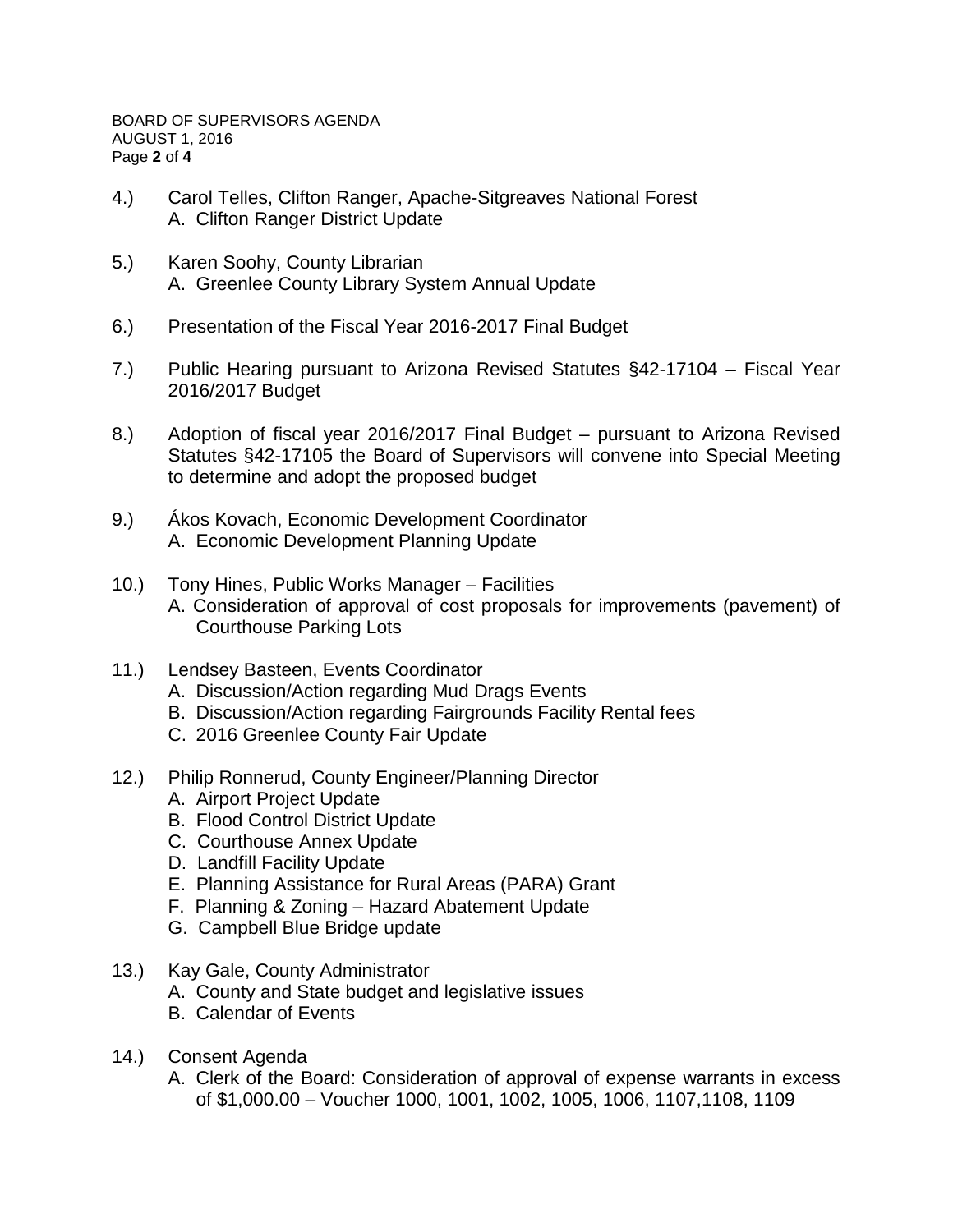4.) Carol Telles, Clifton Ranger, Apache-Sitgreaves National Forest
    A. Clifton Ranger District Update

5.) Karen Soohy, County Librarian
    A. Greenlee County Library System Annual Update

6.) Presentation of the Fiscal Year 2016-2017 Final Budget

7.) Public Hearing pursuant to Arizona Revised Statutes §42-17104 – Fiscal Year 2016/2017 Budget

8.) Adoption of fiscal year 2016/2017 Final Budget – pursuant to Arizona Revised Statutes §42-17105 the Board of Supervisors will convene into Special Meeting to determine and adopt the proposed budget

9.) Ákos Kovach, Economic Development Coordinator
    A. Economic Development Planning Update

10.) Tony Hines, Public Works Manager – Facilities
    A. Consideration of approval of cost proposals for improvements (pavement) of Courthouse Parking Lots

11.) Lendsey Basteen, Events Coordinator
    A. Discussion/Action regarding Mud Drags Events
    B. Discussion/Action regarding Fairgrounds Facility Rental fees
    C. 2016 Greenlee County Fair Update

12.) Philip Ronnerud, County Engineer/Planning Director
    A. Airport Project Update
    B. Flood Control District Update
    C. Courthouse Annex Update
    D. Landfill Facility Update
    E. Planning Assistance for Rural Areas (PARA) Grant
    F. Planning & Zoning – Hazard Abatement Update
    G. Campbell Blue Bridge update

13.) Kay Gale, County Administrator
    A. County and State budget and legislative issues
    B. Calendar of Events

14.) Consent Agenda
    A. Clerk of the Board: Consideration of approval of expense warrants in excess of $1,000.00 – Voucher 1000, 1001, 1002, 1005, 1006, 1107,1108, 1109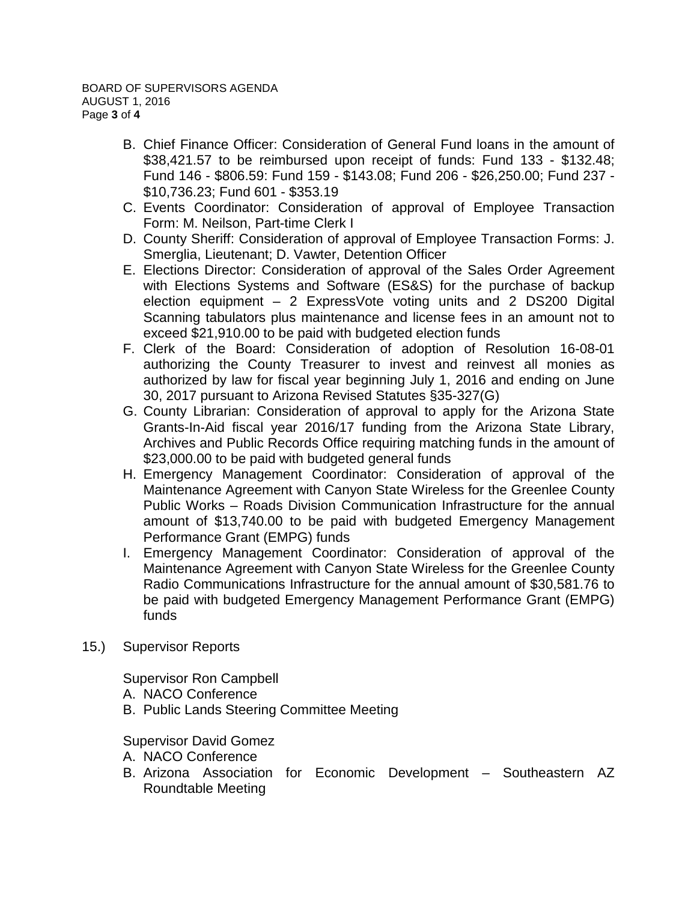B. Chief Finance Officer: Consideration of General Fund loans in the amount of $38,421.57 to be reimbursed upon receipt of funds: Fund 133 - $132.48; Fund 146 - $806.59: Fund 159 - $143.08; Fund 206 - $26,250.00; Fund 237 - $10,736.23; Fund 601 - $353.19
C. Events Coordinator: Consideration of approval of Employee Transaction Form: M. Neilson, Part-time Clerk I
D. County Sheriff: Consideration of approval of Employee Transaction Forms: J. Smerglia, Lieutenant; D. Vawter, Detention Officer
E. Elections Director: Consideration of approval of the Sales Order Agreement with Elections Systems and Software (ES&S) for the purchase of backup election equipment – 2 ExpressVote voting units and 2 DS200 Digital Scanning tabulators plus maintenance and license fees in an amount not to exceed $21,910.00 to be paid with budgeted election funds
F. Clerk of the Board: Consideration of adoption of Resolution 16-08-01 authorizing the County Treasurer to invest and reinvest all monies as authorized by law for fiscal year beginning July 1, 2016 and ending on June 30, 2017 pursuant to Arizona Revised Statutes §35-327(G)
G. County Librarian: Consideration of approval to apply for the Arizona State Grants-In-Aid fiscal year 2016/17 funding from the Arizona State Library, Archives and Public Records Office requiring matching funds in the amount of $23,000.00 to be paid with budgeted general funds
H. Emergency Management Coordinator: Consideration of approval of the Maintenance Agreement with Canyon State Wireless for the Greenlee County Public Works – Roads Division Communication Infrastructure for the annual amount of $13,740.00 to be paid with budgeted Emergency Management Performance Grant (EMPG) funds
I. Emergency Management Coordinator: Consideration of approval of the Maintenance Agreement with Canyon State Wireless for the Greenlee County Radio Communications Infrastructure for the annual amount of $30,581.76 to be paid with budgeted Emergency Management Performance Grant (EMPG) funds

15.) Supervisor Reports

Supervisor Ron Campbell

A. NACO Conference
B. Public Lands Steering Committee Meeting

Supervisor David Gomez

A. NACO Conference
B. Arizona Association for Economic Development – Southeastern AZ Roundtable Meeting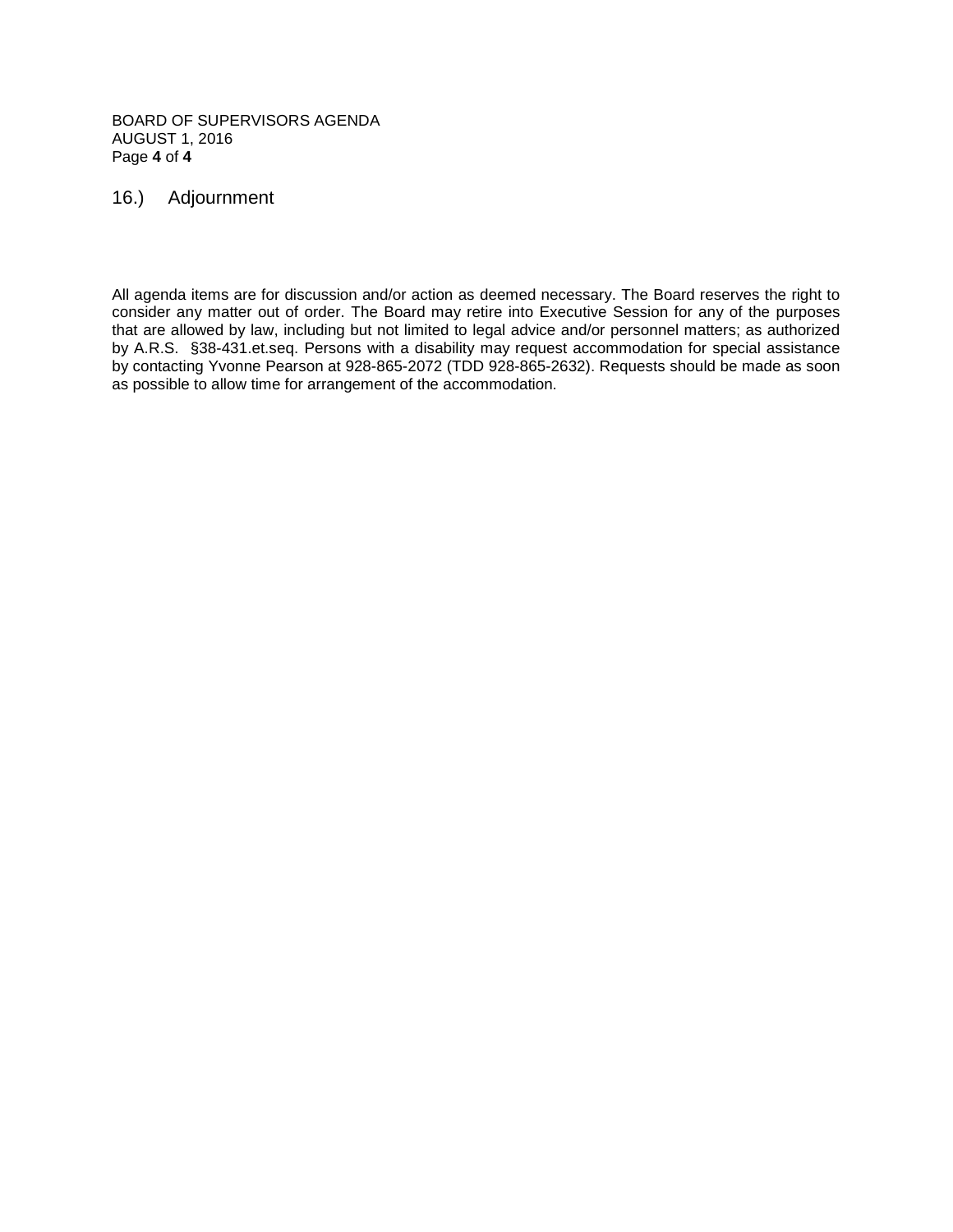16.) Adjournment

All agenda items are for discussion and/or action as deemed necessary. The Board reserves the right to consider any matter out of order. The Board may retire into Executive Session for any of the purposes that are allowed by law, including but not limited to legal advice and/or personnel matters; as authorized by A.R.S. §38-431.et.seq. Persons with a disability may request accommodation for special assistance by contacting Yvonne Pearson at 928-865-2072 (TDD 928-865-2632). Requests should be made as soon as possible to allow time for arrangement of the accommodation.